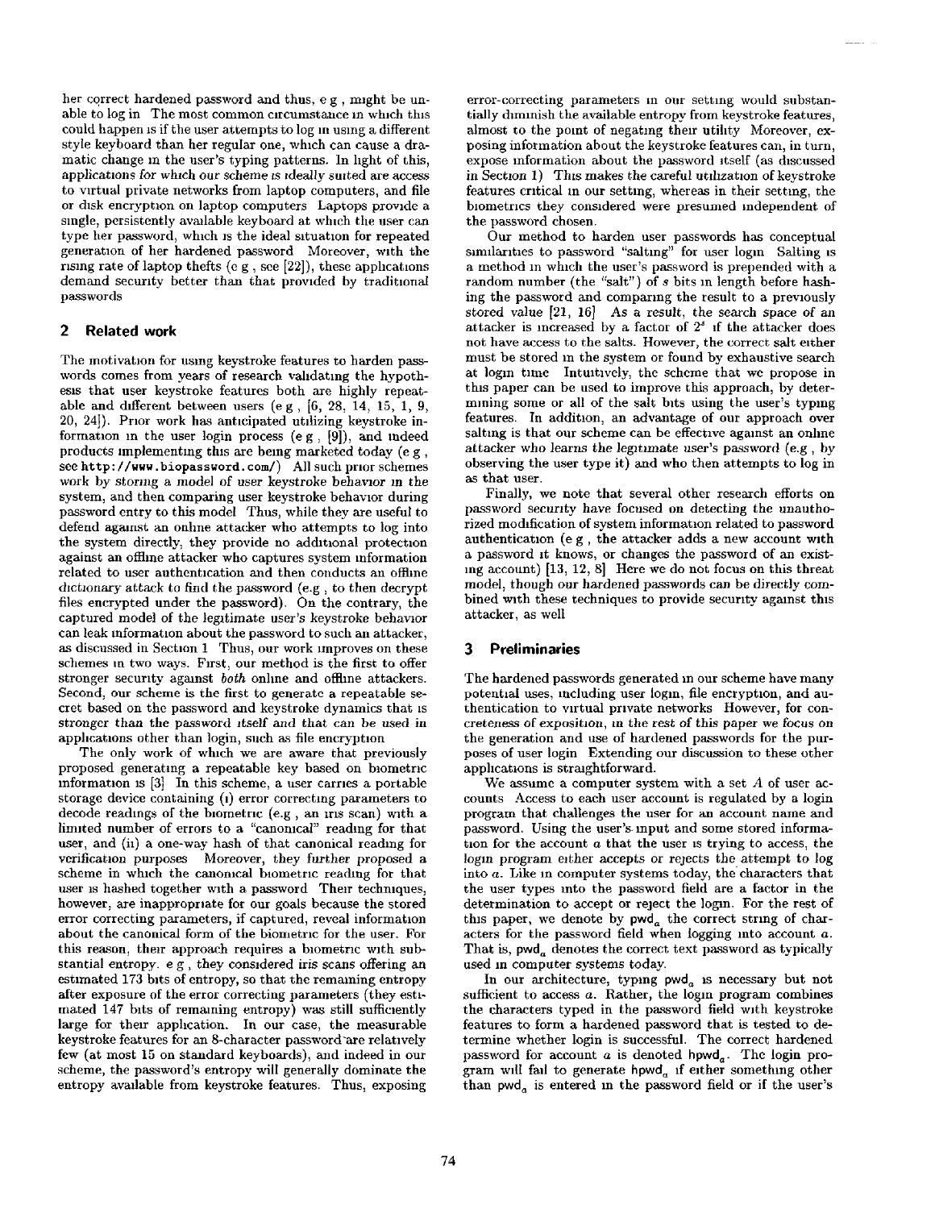her correct hardened password and thus, e.g., might be unable to log in. The most common circumstance in which this could happen is if the user attempts to log in using a different style keyboard than her regular one, which can cause a dramatic change in the user's typing patterns. In light of this, applications for which our scheme is ideally suited are access to virtual private networks from laptop computers, and file or disk encryption on laptop computers. Laptops provide a single, persistently available keyboard at which the user can type her password, which is the ideal situation for repeated generation of her hardened password. Moreover, with the rising rate of laptop thefts (e.g., see [22]), these applications demand security better than that provided by traditional passwords.

## 2 Related work

The motivation for using keystroke features to harden passwords comes from years of research validating the hypothesis that user keystroke features both are highly repeatable and different between users (e.g., [6, 28, 14, 15, 1, 9, 20, 24]). Prior work has anticipated utilizing keystroke information in the user login process (e.g., [9]), and indeed products implementing this are being marketed today (e.g., see http://www.biopassword.com/). All such prior schemes work by storing a model of user keystroke behavior in the system, and then comparing user keystroke behavior during password entry to this model. Thus, while they are useful to defend against an online attacker who attempts to log into the system directly, they provide no additional protection against an offline attacker who captures system information related to user authentication and then conducts an offline dictionary attack to find the password (e.g., to then decrypt files encrypted under the password). On the contrary, the captured model of the legitimate user's keystroke behavior can leak information about the password to such an attacker, as discussed in Section 1. Thus, our work improves on these schemes in two ways. First, our method is the first to offer stronger security against *both* online and offline attackers. Second, our scheme is the first to generate a repeatable secret based on the password and keystroke dynamics that is *stronger than the password itself and that can be used in applications other than login, such as file encryption.*

The only work of which we are aware that previously proposed generating a repeatable key based on biometric information is [3]. In this scheme, a user carries a portable storage device containing (i) error correcting parameters to decode readings of the biometric (e.g., an iris scan) with a limited number of errors to a "canonical" reading for that user, and (ii) a one-way hash of that canonical reading for verification purposes. Moreover, they further proposed a scheme in which the canonical biometric reading for that user is hashed together with a password. Their techniques, however, are inappropriate for our goals because the stored error correcting parameters, if captured, reveal information about the canonical form of the biometric for the user. For this reason, their approach requires a biometric with substantial entropy, e.g., they consider iris scans offering an estimated 173 bits of entropy, so that the remaining entropy after exposure of the error correcting parameters (they estimated 147 bits of remaining entropy) was still sufficiently large for their application. In our case, the measurable keystroke features for an 8-character password are relatively few (at most 15 on standard keyboards), and indeed in our scheme, the password's entropy will generally dominate the entropy available from keystroke features. Thus, exposing error-correcting parameters in our setting would substantially diminish the available entropy from keystroke features, almost to the point of negating their utility. Moreover, exposing information about the keystroke features can, in turn, expose information about the password itself (as discussed in Section 1). This makes the careful utilization of keystroke features critical in our setting, whereas in their setting, the biometrics they considered were presumed independent of the password chosen.

Our method to harden user passwords has conceptual similarities to password "salting" for user login. Salting is a method in which the user's password is prepended with a random number (the "salt") of $s$ bits in length before hashing the password and comparing the result to a previously stored value [21, 16]. As a result, the search space of an attacker is increased by a factor of $2^s$ if the attacker does not have access to the salts. However, the correct salt either must be stored in the system or found by exhaustive search at login time. Intuitively, the scheme that we propose in this paper can be used to improve this approach, by determining some or all of the salt bits using the user's typing features. In addition, an advantage of our approach over salting is that our scheme can be effective against an online attacker who learns the legitimate user's password (e.g., by observing the user type it) and who then attempts to log in as that user.

Finally, we note that several other research efforts on password security have focused on detecting the unauthorized modification of system information related to password authentication (e.g., the attacker adds a new account with a password it knows, or changes the password of an existing account) [13, 12, 8]. Here we do not focus on this threat model, though our hardened passwords can be directly combined with these techniques to provide security against this attacker, as well.

## 3 Preliminaries

The hardened passwords generated in our scheme have many potential uses, including user login, file encryption, and authentication to virtual private networks. However, *for concreteness of exposition, in the rest of this paper we focus on* the generation and use of hardened passwords for the purposes of user login. Extending our discussion to these other applications is straightforward.

We assume a computer system with a set $A$ of user accounts. Access to each user account is regulated by a login program that challenges the user for an account name and password. Using the user's input and some stored information for the account $a$ that the user is trying to access, the login program either accepts or rejects the attempt to log into $a$. Like in computer systems today, the characters that the user types into the password field are a factor in the determination to accept or reject the login. For the rest of this paper, we denote by $\mathsf{pwd}_a$ the correct string of characters for the password field when logging into account $a$. That is, $\mathsf{pwd}_a$ denotes the correct text password as typically used in computer systems today.

In our architecture, typing $\mathsf{pwd}_a$ is necessary but not sufficient to access $a$. Rather, the login program combines the characters typed in the password field with keystroke features to form a hardened password that is tested to determine whether login is successful. The correct hardened password for account $a$ is denoted $\mathsf{hpwd}_a$. The login program will fail to generate $\mathsf{hpwd}_a$ if either something other than $\mathsf{pwd}_a$ is entered in the password field or if the user's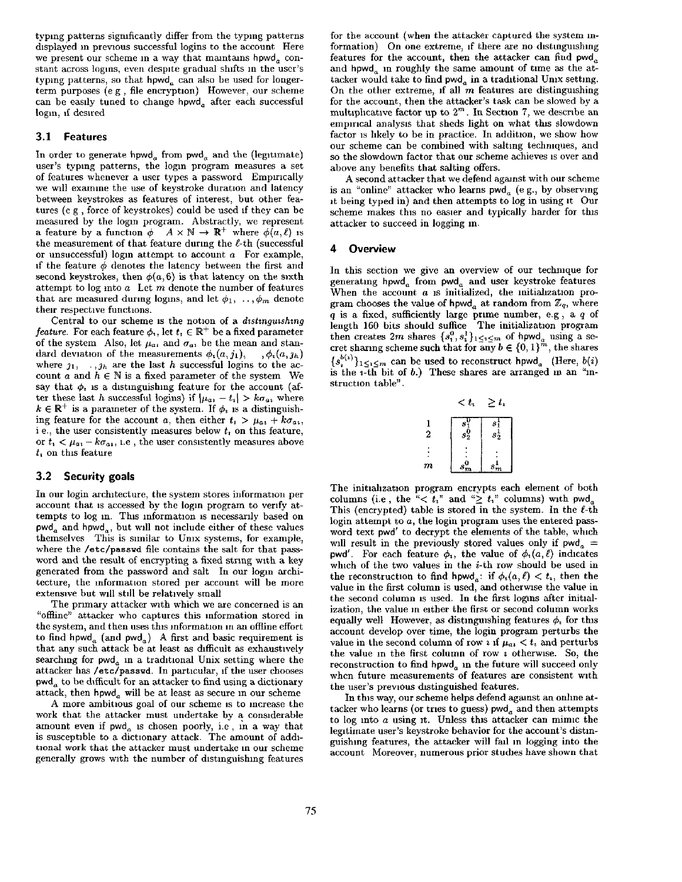typing patterns significantly differ from the typing patterns displayed in previous successful logins to the account. Here we present our scheme in a way that maintains $\text{hpwd}_a$ constant across logins, even despite gradual shifts in the user's typing patterns, so that $\text{hpwd}_a$ can also be used for longer-term purposes (e.g., file encryption). However, our scheme can be easily tuned to change $\text{hpwd}_a$ after each successful login, if desired.

### 3.1 Features

In order to generate $\text{hpwd}_a$ from $\text{pwd}_a$ and the (legitimate) user's typing patterns, the login program measures a set of features whenever a user types a password. Empirically we will examine the use of keystroke duration and latency between keystrokes as features of interest, but other features (e.g., force of keystrokes) could be used if they can be measured by the login program. Abstractly, we represent a feature by a function $\phi : A \times \mathbb{N} \to \mathbb{R}^+$ where $\phi(a, \ell)$ is the measurement of that feature during the $\ell$-th (successful or unsuccessful) login attempt to account $a$. For example, if the feature $\phi$ denotes the latency between the first and second keystrokes, then $\phi(a, 6)$ is that latency on the sixth attempt to log into $a$. Let $m$ denote the number of features that are measured during logins, and let $\phi_1, \ldots, \phi_m$ denote their respective functions.

Central to our scheme is the notion of a *distinguishing feature*. For each feature $\phi_i$, let $t_i \in \mathbb{R}^+$ be a fixed parameter of the system. Also, let $\mu_{ai}$ and $\sigma_{ai}$ be the mean and standard deviation of the measurements $\phi_i(a, j_1), \ldots, \phi_i(a, j_h)$ where $j_1, \ldots, j_h$ are the last $h$ successful logins to the account $a$ and $h \in \mathbb{N}$ is a fixed parameter of the system. We say that $\phi_i$ is a distinguishing feature for the account (after these last $h$ successful logins) if $|\mu_{ai} - t_i| > k\sigma_{ai}$ where $k \in \mathbb{R}^+$ is a parameter of the system. If $\phi_i$ is a distinguishing feature for the account $a$, then either $t_i > \mu_{ai} + k\sigma_{ai}$, i.e., the user consistently measures below $t_i$ on this feature, or $t_i < \mu_{ai} - k\sigma_{ai}$, i.e., the user consistently measures above $t_i$ on this feature.

### 3.2 Security goals

In our login architecture, the system stores information per account that is accessed by the login program to verify attempts to log in. This information is necessarily based on $\text{pwd}_a$ and $\text{hpwd}_a$, but will not include either of these values themselves. This is similar to Unix systems, for example, where the `/etc/passwd` file contains the salt for that password and the result of encrypting a fixed string with a key generated from the password and salt. In our login architecture, the information stored per account will be more extensive but will still be relatively small.

The primary attacker with which we are concerned is an "offline" attacker who captures this information stored in the system, and then uses this information in an offline effort to find $\text{hpwd}_a$ (and $\text{pwd}_a$). A first and basic requirement is that any such attack be at least as difficult as exhaustively searching for $\text{pwd}_a$ in a traditional Unix setting where the attacker has `/etc/passwd`. In particular, if the user chooses $\text{pwd}_a$ to be difficult for an attacker to find using a dictionary attack, then $\text{hpwd}_a$ will be at least as secure in our scheme.

A more ambitious goal of our scheme is to increase the work that the attacker must undertake by a considerable amount even if $\text{pwd}_a$ is chosen poorly, i.e., in a way that is susceptible to a dictionary attack. The amount of additional work that the attacker must undertake in our scheme generally grows with the number of distinguishing features for the account (when the attacker captured the system information). On one extreme, if there are no distinguishing features for the account, then the attacker can find $\text{pwd}_a$ and $\text{hpwd}_a$ in roughly the same amount of time as the attacker would take to find $\text{pwd}_a$ in a traditional Unix setting. On the other extreme, if all $m$ features are distinguishing for the account, then the attacker's task can be slowed by a multiplicative factor up to $2^m$. In Section 7, we describe an empirical analysis that sheds light on what this slowdown factor is likely to be in practice. In addition, we show how our scheme can be combined with salting techniques, and so the slowdown factor that our scheme achieves is over and above any benefits that salting offers.

A second attacker that we defend against with our scheme is an "online" attacker who learns $\text{pwd}_a$ (e.g., by observing it being typed in) and then attempts to log in using it. Our scheme makes this no easier and typically harder for this attacker to succeed in logging in.

## 4 Overview

In this section we give an overview of our technique for generating $\text{hpwd}_a$ from $\text{pwd}_a$ and user keystroke features. When the account $a$ is initialized, the initialization program chooses the value of $\text{hpwd}_a$ at random from $\mathbb{Z}_q$, where $q$ is a fixed, sufficiently large prime number, e.g., a $q$ of length 160 bits should suffice. The initialization program then creates $2m$ shares $\{s_i^0, s_i^1\}_{1 \le i \le m}$ of $\text{hpwd}_a$ using a secret sharing scheme such that for any $b \in \{0,1\}^m$, the shares $\{s_i^{b(i)}\}_{1 \le i \le m}$ can be used to reconstruct $\text{hpwd}_a$. (Here, $b(i)$ is the $i$-th bit of $b$.) These shares are arranged in an "instruction table".

|  | $< t_i$ | $\ge t_i$ |
|---|---|---|
| 1 | $s_1^0$ | $s_1^1$ |
| 2 | $s_2^0$ | $s_2^1$ |
| $\vdots$ | $\vdots$ | $\vdots$ |
| $m$ | $s_m^0$ | $s_m^1$ |

The initialization program encrypts each element of both columns (i.e., the "$< t_i$" and "$\ge t_i$" columns) with $\text{pwd}_a$. This (encrypted) table is stored in the system. In the $\ell$-th login attempt to $a$, the login program uses the entered password text $\text{pwd}'$ to decrypt the elements of the table, which will result in the previously stored values only if $\text{pwd}_a = \text{pwd}'$. For each feature $\phi_i$, the value of $\phi_i(a, \ell)$ indicates which of the two values in the $i$-th row should be used in the reconstruction to find $\text{hpwd}_a$: if $\phi_i(a, \ell) < t_i$, then the value in the first column is used, and otherwise the value in the second column is used. In the first logins after initialization, the value in either the first or second column works equally well. However, as distinguishing features $\phi_i$ for this account develop over time, the login program perturbs the value in the second column of row $i$ if $\mu_{ai} < t_i$ and perturbs the value in the first column of row $i$ otherwise. So, the reconstruction to find $\text{hpwd}_a$ in the future will succeed only when future measurements of features are consistent with the user's previous distinguished features.

In this way, our scheme helps defend against an online attacker who learns (or tries to guess) $\text{pwd}_a$ and then attempts to log into $a$ using it. Unless this attacker can mimic the legitimate user's keystroke behavior for the account's distinguishing features, the attacker will fail in logging into the account. Moreover, numerous prior studies have shown that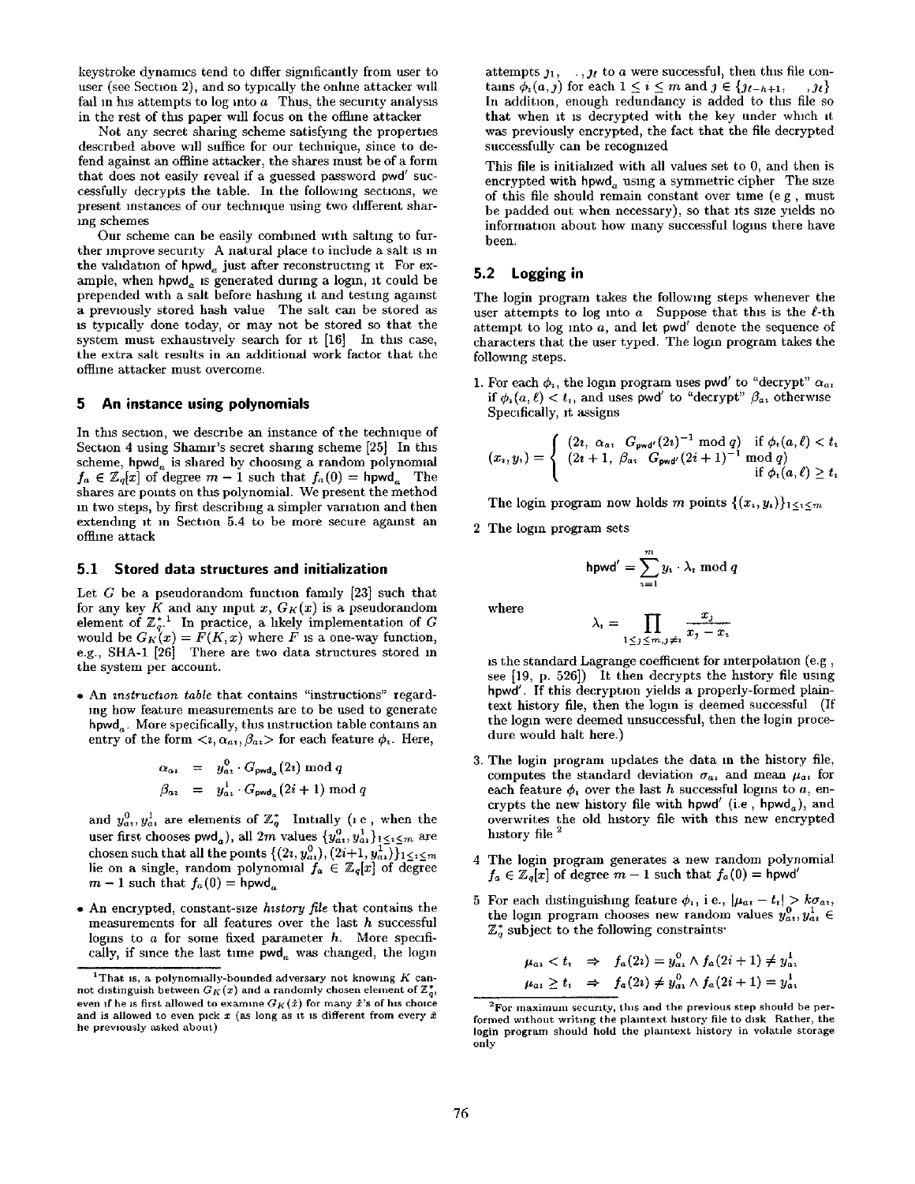keystroke dynamics tend to differ significantly from user to user (see Section 2), and so typically the online attacker will fail in his attempts to log into $a$. Thus, the security analysis in the rest of this paper will focus on the offline attacker.

Not any secret sharing scheme satisfying the properties described above will suffice for our technique, since to defend against an offline attacker, the shares must be of a form that does not easily reveal if a guessed password pwd′ successfully decrypts the table. In the following sections, we present instances of our technique using two different sharing schemes.

Our scheme can be easily combined with salting to further improve security. A natural place to include a salt is in the validation of $\mathsf{hpwd}_a$ just after reconstructing it. For example, when $\mathsf{hpwd}_a$ is generated during a login, it could be prepended with a salt before hashing it and testing against a previously stored hash value. The salt can be stored as is typically done today, or may not be stored so that the system must exhaustively search for it [16]. In this case, the extra salt results in an additional work factor that the offline attacker must overcome.

## 5 An instance using polynomials

In this section, we describe an instance of the technique of Section 4 using Shamir's secret sharing scheme [25]. In this scheme, $\mathsf{hpwd}_a$ is shared by choosing a random polynomial $f_a \in \mathbb{Z}_q[x]$ of degree $m-1$ such that $f_a(0) = \mathsf{hpwd}_a$. The shares are points on this polynomial. We present the method in two steps, by first describing a simpler variation and then extending it in Section 5.4 to be more secure against an offline attack.

### 5.1 Stored data structures and initialization

Let $G$ be a pseudorandom function family [23] such that for any key $K$ and any input $x$, $G_K(x)$ is a pseudorandom element of $\mathbb{Z}_q^*$.[1] In practice, a likely implementation of $G$ would be $G_K(x) = F(K, x)$ where $F$ is a one-way function, e.g., SHA-1 [26]. There are two data structures stored in the system per account.

- An *instruction table* that contains "instructions" regarding how feature measurements are to be used to generate $\mathsf{hpwd}_a$. More specifically, this instruction table contains an entry of the form $\langle i, \alpha_{ai}, \beta_{ai}\rangle$ for each feature $\phi_i$. Here,

$$\alpha_{ai} = y^0_{ai} \cdot G_{\mathsf{pwd}_a}(2i) \bmod q$$
$$\beta_{ai} = y^1_{ai} \cdot G_{\mathsf{pwd}_a}(2i+1) \bmod q$$

and $y^0_{ai}, y^1_{ai}$ are elements of $\mathbb{Z}_q^*$. Initially (i.e., when the user first chooses $\mathsf{pwd}_a$), all $2m$ values $\{y^0_{ai}, y^1_{ai}\}_{1\le i\le m}$ are chosen such that all the points $\{(2i, y^0_{ai}), (2i+1, y^1_{ai})\}_{1\le i\le m}$ lie on a single, random polynomial $f_a \in \mathbb{Z}_q[x]$ of degree $m-1$ such that $f_a(0) = \mathsf{hpwd}_a$.

- An encrypted, constant-size *history file* that contains the measurements for all features over the last $h$ successful logins to $a$ for some fixed parameter $h$. More specifically, if since the last time $\mathsf{pwd}_a$ was changed, the login attempts $j_1, \ldots, j_\ell$ to $a$ were successful, then this file contains $\phi_i(a, j)$ for each $1 \le i \le m$ and $j \in \{j_{\ell-h+1}, \ldots, j_\ell\}$. In addition, enough redundancy is added to this file so that when it is decrypted with the key under which it was previously encrypted, the fact that the file decrypted successfully can be recognized.

This file is initialized with all values set to 0, and then is encrypted with $\mathsf{hpwd}_a$ using a symmetric cipher. The size of this file should remain constant over time (e.g., must be padded out when necessary), so that its size yields no information about how many successful logins there have been.

[1] That is, a polynomially-bounded adversary not knowing $K$ cannot distinguish between $G_K(x)$ and a randomly chosen element of $\mathbb{Z}_q^*$, even if he is first allowed to examine $G_K(\hat{x})$ for many $\hat{x}$'s of his choice and is allowed to even pick $x$ (as long as it is different from every $\hat{x}$ he previously asked about).

### 5.2 Logging in

The login program takes the following steps whenever the user attempts to log into $a$. Suppose that this is the $\ell$-th attempt to log into $a$, and let pwd′ denote the sequence of characters that the user typed. The login program takes the following steps.

1. For each $\phi_i$, the login program uses pwd′ to "decrypt" $\alpha_{ai}$ if $\phi_i(a, \ell) < t_i$, and uses pwd′ to "decrypt" $\beta_{ai}$ otherwise. Specifically, it assigns

$$(x_i, y_i) = \begin{cases} (2i,\ \alpha_{ai} \cdot G_{\mathsf{pwd}'}(2i)^{-1} \bmod q) & \text{if } \phi_i(a,\ell) < t_i \\ (2i+1,\ \beta_{ai} \cdot G_{\mathsf{pwd}'}(2i+1)^{-1} \bmod q) & \text{if } \phi_i(a,\ell) \ge t_i \end{cases}$$

The login program now holds $m$ points $\{(x_i, y_i)\}_{1\le i\le m}$.

2. The login program sets

$$\mathsf{hpwd}' = \sum_{i=1}^{m} y_i \cdot \lambda_i \bmod q$$

where

$$\lambda_i = \prod_{1\le j\le m, j\ne i} \frac{x_j}{x_j - x_i}$$

is the standard Lagrange coefficient for interpolation (e.g., see [19, p. 526]). It then decrypts the history file using $\mathsf{hpwd}'$. If this decryption yields a properly-formed plaintext history file, then the login is deemed successful. (If the login were deemed unsuccessful, then the login procedure would halt here.)

3. The login program updates the data in the history file, computes the standard deviation $\sigma_{ai}$ and mean $\mu_{ai}$ for each feature $\phi_i$ over the last $h$ successful logins to $a$, encrypts the new history file with $\mathsf{hpwd}'$ (i.e., $\mathsf{hpwd}_a$), and overwrites the old history file with this new encrypted history file.[2]

4. The login program generates a new random polynomial $f_a \in \mathbb{Z}_q[x]$ of degree $m-1$ such that $f_a(0) = \mathsf{hpwd}'$.

5. For each distinguishing feature $\phi_i$, i.e., $|\mu_{ai} - t_i| > k\sigma_{ai}$, the login program chooses new random values $y^0_{ai}, y^1_{ai} \in \mathbb{Z}_q^*$ subject to the following constraints:

$$\mu_{ai} < t_i \Rightarrow f_a(2i) = y^0_{ai} \wedge f_a(2i+1) \ne y^1_{ai}$$
$$\mu_{ai} \ge t_i \Rightarrow f_a(2i) \ne y^0_{ai} \wedge f_a(2i+1) = y^1_{ai}$$

[2] For maximum security, this and the previous step should be performed without writing the plaintext history file to disk. Rather, the login program should hold the plaintext history in volatile storage only.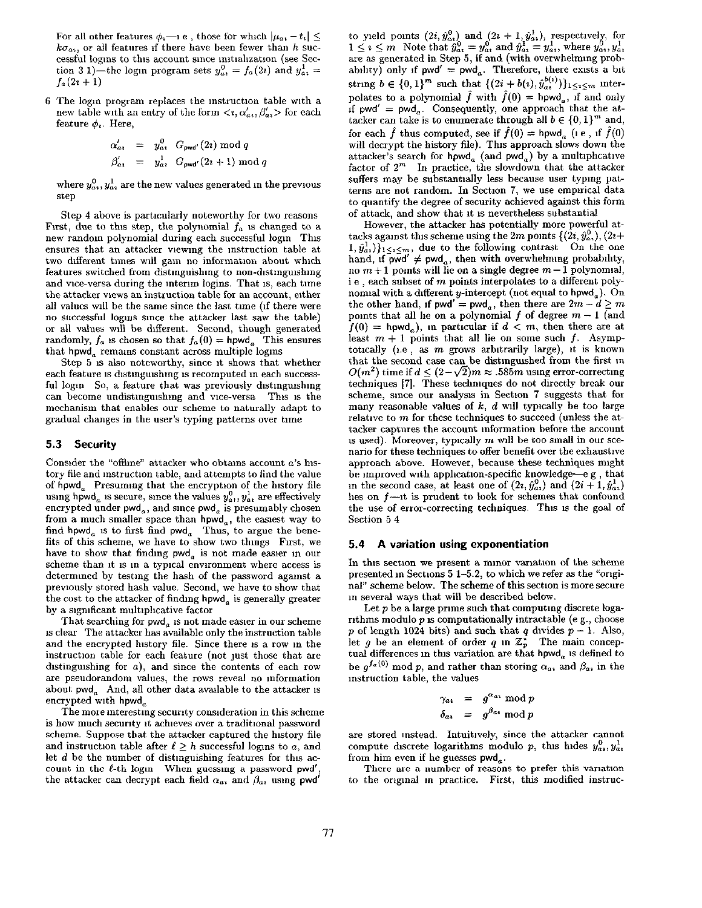For all other features $\phi_i$—i.e., those for which $|\mu_{ai} - t_i| \leq k\sigma_{ai}$, or all features if there have been fewer than $h$ successful logins to this account since initialization (see Section 3.1)—the login program sets $y^0_{ai} = f_a(2i)$ and $y^1_{ai} = f_a(2i+1)$.

6. The login program replaces the instruction table with a new table with an entry of the form $<i, \alpha'_{ai}, \beta'_{ai}>$ for each feature $\phi_i$. Here,

$$\alpha'_{ai} = y^0_{ai} \cdot G_{\mathsf{pwd}'}(2i) \bmod q$$

$$\beta'_{ai} = y^1_{ai} \cdot G_{\mathsf{pwd}'}(2i+1) \bmod q$$

where $y^0_{ai}, y^1_{ai}$ are the new values generated in the previous step.

Step 4 above is particularly noteworthy for two reasons. First, due to this step, the polynomial $f_a$ is changed to a new random polynomial during each successful login. This ensures that an attacker viewing the instruction table at two different times will gain no information about which features switched from distinguishing to non-distinguishing and vice-versa during the interim logins. That is, each time the attacker views an instruction table for an account, either all values will be the same since the last time (if there were no successful logins since the attacker last saw the table) or all values will be different. Second, though generated randomly, $f_a$ is chosen so that $f_a(0) = \mathsf{hpwd}_a$. This ensures that $\mathsf{hpwd}_a$ remains constant across multiple logins.

Step 5 is also noteworthy, since it shows that whether each feature is distinguishing is recomputed in each successful login. So, a feature that was previously distinguishing can become undistinguishing and vice-versa. This is the mechanism that enables our scheme to naturally adapt to gradual changes in the user's typing patterns over time.

### 5.3 Security

Consider the "offline" attacker who obtains account $a$'s history file and instruction table, and attempts to find the value of $\mathsf{hpwd}_a$. Presuming that the encryption of the history file using $\mathsf{hpwd}_a$ is secure, since the values $y^0_{ai}, y^1_{ai}$ are effectively encrypted under $\mathsf{pwd}_a$, and since $\mathsf{pwd}_a$ is presumably chosen from a much smaller space than $\mathsf{hpwd}_a$, the easiest way to find $\mathsf{hpwd}_a$ is to first find $\mathsf{pwd}_a$. Thus, to argue the benefits of this scheme, we have to show two things. First, we have to show that finding $\mathsf{pwd}_a$ is not made easier in our scheme than it is in a typical environment where access is determined by testing the hash of the password against a previously stored hash value. Second, we have to show that the cost to the attacker of finding $\mathsf{hpwd}_a$ is generally greater by a significant multiplicative factor.

That searching for $\mathsf{pwd}_a$ is not made easier in our scheme is clear. The attacker has available only the instruction table and the encrypted history file. Since there is a row in the instruction table for each feature (not just those that are distinguishing for $a$), and since the contents of each row are pseudorandom values, the rows reveal no information about $\mathsf{pwd}_a$. And, all other data available to the attacker is encrypted with $\mathsf{hpwd}_a$.

The more interesting security consideration in this scheme is how much security it achieves over a traditional password scheme. Suppose that the attacker captured the history file and instruction table after $\ell \geq h$ successful logins to $a$, and let $d$ be the number of distinguishing features for this account in the $\ell$-th login. When guessing a password $\mathsf{pwd}'$, the attacker can decrypt each field $\alpha_{ai}$ and $\beta_{ai}$ using $\mathsf{pwd}'$ to yield points $(2i, \hat{y}^0_{ai})$ and $(2i+1, \hat{y}^1_{ai})$, respectively, for $1 \leq i \leq m$. Note that $\hat{y}^0_{ai} = y^0_{ai}$ and $\hat{y}^1_{ai} = y^1_{ai}$, where $y^0_{ai}, y^1_{ai}$ are as generated in Step 5, if and (with overwhelming probability) only if $\mathsf{pwd}' = \mathsf{pwd}_a$. Therefore, there exists a bit string $b \in \{0,1\}^m$ such that $\{(2i + b(i), \hat{y}^{b(i)}_{ai})\}_{1 \leq i \leq m}$ interpolates to a polynomial $\hat{f}$ with $\hat{f}(0) = \mathsf{hpwd}_a$, if and only if $\mathsf{pwd}' = \mathsf{pwd}_a$. Consequently, one approach that the attacker can take is to enumerate through all $b \in \{0,1\}^m$ and, for each $\hat{f}$ thus computed, see if $\hat{f}(0) = \mathsf{hpwd}_a$ (i.e., if $\hat{f}(0)$ will decrypt the history file). This approach slows down the attacker's search for $\mathsf{hpwd}_a$ (and $\mathsf{pwd}_a$) by a multiplicative factor of $2^m$. In practice, the slowdown that the attacker suffers may be substantially less because user typing patterns are not random. In Section 7, we use empirical data to quantify the degree of security achieved against this form of attack, and show that it is nevertheless substantial.

However, the attacker has potentially more powerful attacks against this scheme using the $2m$ points $\{(2i, \hat{y}^0_{ai}), (2i+1, \hat{y}^1_{ai})\}_{1 \leq i \leq m}$, due to the following contrast. On the one hand, if $\mathsf{pwd}' \neq \mathsf{pwd}_a$, then with overwhelming probability, no $m+1$ points will lie on a single degree $m-1$ polynomial, i.e., each subset of $m$ points interpolates to a different polynomial with a different $y$-intercept (not equal to $\mathsf{hpwd}_a$). On the other hand, if $\mathsf{pwd}' = \mathsf{pwd}_a$, then there are $2m - d \geq m$ points that all lie on a polynomial $f$ of degree $m-1$ (and $f(0) = \mathsf{hpwd}_a$), in particular if $d < m$, then there are at least $m+1$ points that all lie on some such $f$. Asymptotically (i.e., as $m$ grows arbitrarily large), it is known that the second case can be distinguished from the first in $O(m^2)$ time if $d \leq (2-\sqrt{2})m \approx .585m$ using error-correcting techniques [7]. These techniques do not directly break our scheme, since our analysis in Section 7 suggests that for many reasonable values of $k$, $d$ will typically be too large relative to $m$ for these techniques to succeed (unless the attacker captures the account information before the account is used). Moreover, typically $m$ will be too small in our scenario for these techniques to offer benefit over the exhaustive approach above. However, because these techniques might be improved with application-specific knowledge—e.g., that in the second case, at least one of $(2i, \hat{y}^0_{ai})$ and $(2i+1, \hat{y}^1_{ai})$ lies on $f$—it is prudent to look for schemes that confound the use of error-correcting techniques. This is the goal of Section 5.4.

### 5.4 A variation using exponentiation

In this section we present a minor variation of the scheme presented in Sections 5.1–5.2, to which we refer as the "original" scheme below. The scheme of this section is more secure in several ways that will be described below.

Let $p$ be a large prime such that computing discrete logarithms modulo $p$ is computationally intractable (e.g., choose $p$ of length 1024 bits) and such that $q$ divides $p-1$. Also, let $g$ be an element of order $q$ in $\mathbb{Z}^*_p$. The main conceptual differences in this variation are that $\mathsf{hpwd}_a$ is defined to be $g^{f_a(0)} \bmod p$, and rather than storing $\alpha_{ai}$ and $\beta_{ai}$ in the instruction table, the values

$$\gamma_{ai} = g^{\alpha_{ai}} \bmod p$$

$$\delta_{ai} = g^{\beta_{ai}} \bmod p$$

are stored instead. Intuitively, since the attacker cannot compute discrete logarithms modulo $p$, this hides $y^0_{ai}, y^1_{ai}$ from him even if he guesses $\mathsf{pwd}_a$.

There are a number of reasons to prefer this variation to the original in practice. First, this modified instruc-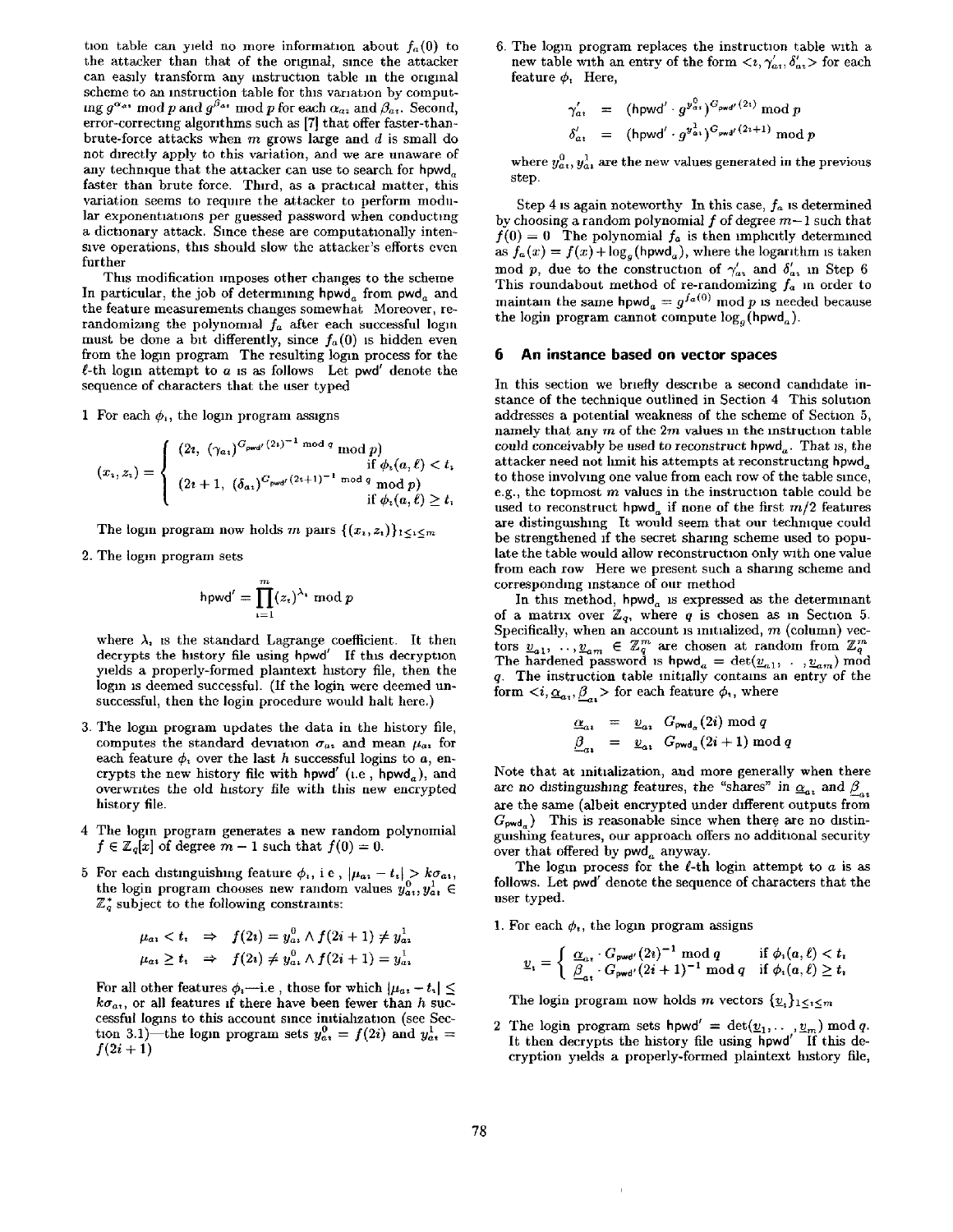tion table can yield no more information about $f_a(0)$ to the attacker than that of the original, since the attacker can easily transform any instruction table in the original scheme to an instruction table for this variation by computing $g^{\alpha_{ai}} \bmod p$ and $g^{\beta_{ai}} \bmod p$ for each $\alpha_{ai}$ and $\beta_{ai}$. Second, error-correcting algorithms such as [7] that offer faster-than-brute-force attacks when $m$ grows large and $d$ is small do not directly apply to this variation, and we are unaware of any technique that the attacker can use to search for $\mathsf{hpwd}_a$ faster than brute force. Third, as a practical matter, this variation seems to require the attacker to perform modular exponentiations per guessed password when conducting a dictionary attack. Since these are computationally intensive operations, this should slow the attacker's efforts even further

This modification imposes other changes to the scheme In particular, the job of determining $\mathsf{hpwd}_a$ from $\mathsf{pwd}_a$ and the feature measurements changes somewhat Moreover, re-randomizing the polynomial $f_a$ after each successful login must be done a bit differently, since $f_a(0)$ is hidden even from the login program The resulting login process for the $\ell$-th login attempt to $a$ is as follows Let $\mathsf{pwd}'$ denote the sequence of characters that the user typed

1. For each $\phi_i$, the login program assigns

$$(x_i, z_i) = \begin{cases} (2i,\ (\gamma_{ai})^{G_{\mathsf{pwd}'}(2i)^{-1} \bmod q} \bmod p) & \text{if } \phi_i(a,\ell) < t_i \\ (2i+1,\ (\delta_{ai})^{G_{\mathsf{pwd}'}(2i+1)^{-1} \bmod q} \bmod p) & \text{if } \phi_i(a,\ell) \geq t_i \end{cases}$$

   The login program now holds $m$ pairs $\{(x_i, z_i)\}_{1 \leq i \leq m}$

2. The login program sets

$$\mathsf{hpwd}' = \prod_{i=1}^{m} (z_i)^{\lambda_i} \bmod p$$

   where $\lambda_i$ is the standard Lagrange coefficient. It then decrypts the history file using $\mathsf{hpwd}'$ If this decryption yields a properly-formed plaintext history file, then the login is deemed successful. (If the login were deemed unsuccessful, then the login procedure would halt here.)

3. The login program updates the data in the history file, computes the standard deviation $\sigma_{ai}$ and mean $\mu_{ai}$ for each feature $\phi_i$ over the last $h$ successful logins to $a$, encrypts the new history file with $\mathsf{hpwd}'$ (i.e, $\mathsf{hpwd}_a$), and overwrites the old history file with this new encrypted history file.

4. The login program generates a new random polynomial $f \in \mathbb{Z}_q[x]$ of degree $m-1$ such that $f(0) = 0$.

5. For each distinguishing feature $\phi_i$, i.e, $|\mu_{ai} - t_i| > k\sigma_{ai}$, the login program chooses new random values $y^0_{ai}, y^1_{ai} \in \mathbb{Z}^*_q$ subject to the following constraints:

$$\mu_{ai} < t_i \;\Rightarrow\; f(2i) = y^0_{ai} \wedge f(2i+1) \neq y^1_{ai}$$
$$\mu_{ai} \geq t_i \;\Rightarrow\; f(2i) \neq y^0_{ai} \wedge f(2i+1) = y^1_{ai}$$

   For all other features $\phi_i$—i.e, those for which $|\mu_{ai} - t_i| \leq k\sigma_{ai}$, or all features if there have been fewer than $h$ successful logins to this account since initialization (see Section 3.1)—the login program sets $y^0_{ai} = f(2i)$ and $y^1_{ai} = f(2i+1)$

6. The login program replaces the instruction table with a new table with an entry of the form $<i, \gamma'_{ai}, \delta'_{ai}>$ for each feature $\phi_i$ Here,

$$\gamma'_{ai} = (\mathsf{hpwd}' \cdot g^{y^0_{ai}})^{G_{\mathsf{pwd}'}(2i)} \bmod p$$
$$\delta'_{ai} = (\mathsf{hpwd}' \cdot g^{y^1_{ai}})^{G_{\mathsf{pwd}'}(2i+1)} \bmod p$$

   where $y^0_{ai}, y^1_{ai}$ are the new values generated in the previous step.

Step 4 is again noteworthy In this case, $f_a$ is determined by choosing a random polynomial $f$ of degree $m-1$ such that $f(0) = 0$ The polynomial $f_a$ is then implicitly determined as $f_a(x) = f(x) + \log_g(\mathsf{hpwd}_a)$, where the logarithm is taken mod $p$, due to the construction of $\gamma'_{ai}$ and $\delta'_{ai}$ in Step 6 This roundabout method of re-randomizing $f_a$ in order to maintain the same $\mathsf{hpwd}_a = g^{f_a(0)} \bmod p$ is needed because the login program cannot compute $\log_g(\mathsf{hpwd}_a)$.

## 6 An instance based on vector spaces

In this section we briefly describe a second candidate instance of the technique outlined in Section 4 This solution addresses a potential weakness of the scheme of Section 5, namely that any $m$ of the $2m$ values in the instruction table could conceivably be used to reconstruct $\mathsf{hpwd}_a$. That is, the attacker need not limit his attempts at reconstructing $\mathsf{hpwd}_a$ to those involving one value from each row of the table since, e.g., the topmost $m$ values in the instruction table could be used to reconstruct $\mathsf{hpwd}_a$ if none of the first $m/2$ features are distinguishing It would seem that our technique could be strengthened if the secret sharing scheme used to populate the table would allow reconstruction only with one value from each row Here we present such a sharing scheme and corresponding instance of our method

In this method, $\mathsf{hpwd}_a$ is expressed as the determinant of a matrix over $\mathbb{Z}_q$, where $q$ is chosen as in Section 5. Specifically, when an account is initialized, $m$ (column) vectors $\underline{v}_{a1}, \ldots, \underline{v}_{am} \in \mathbb{Z}^m_q$ are chosen at random from $\mathbb{Z}^m_q$ The hardened password is $\mathsf{hpwd}_a = \det(\underline{v}_{a1}, \ldots, \underline{v}_{am}) \bmod q$. The instruction table initially contains an entry of the form $<i, \underline{\alpha}_{ai}, \underline{\beta}_{ai}>$ for each feature $\phi_i$, where

$$\underline{\alpha}_{ai} = \underline{v}_{ai} \cdot G_{\mathsf{pwd}_a}(2i) \bmod q$$
$$\underline{\beta}_{ai} = \underline{v}_{ai} \cdot G_{\mathsf{pwd}_a}(2i+1) \bmod q$$

Note that at initialization, and more generally when there are no distinguishing features, the "shares" in $\underline{\alpha}_{ai}$ and $\underline{\beta}_{ai}$ are the same (albeit encrypted under different outputs from $G_{\mathsf{pwd}_a}$) This is reasonable since when there are no distinguishing features, our approach offers no additional security over that offered by $\mathsf{pwd}_a$ anyway.

The login process for the $\ell$-th login attempt to $a$ is as follows. Let $\mathsf{pwd}'$ denote the sequence of characters that the user typed.

1. For each $\phi_i$, the login program assigns

$$\underline{v}_i = \begin{cases} \underline{\alpha}_{ai} \cdot G_{\mathsf{pwd}'}(2i)^{-1} \bmod q & \text{if } \phi_i(a,\ell) < t_i \\ \underline{\beta}_{ai} \cdot G_{\mathsf{pwd}'}(2i+1)^{-1} \bmod q & \text{if } \phi_i(a,\ell) \geq t_i \end{cases}$$

   The login program now holds $m$ vectors $\{\underline{v}_i\}_{1 \leq i \leq m}$

2. The login program sets $\mathsf{hpwd}' = \det(\underline{v}_1, \ldots, \underline{v}_m) \bmod q$. It then decrypts the history file using $\mathsf{hpwd}'$ If this decryption yields a properly-formed plaintext history file,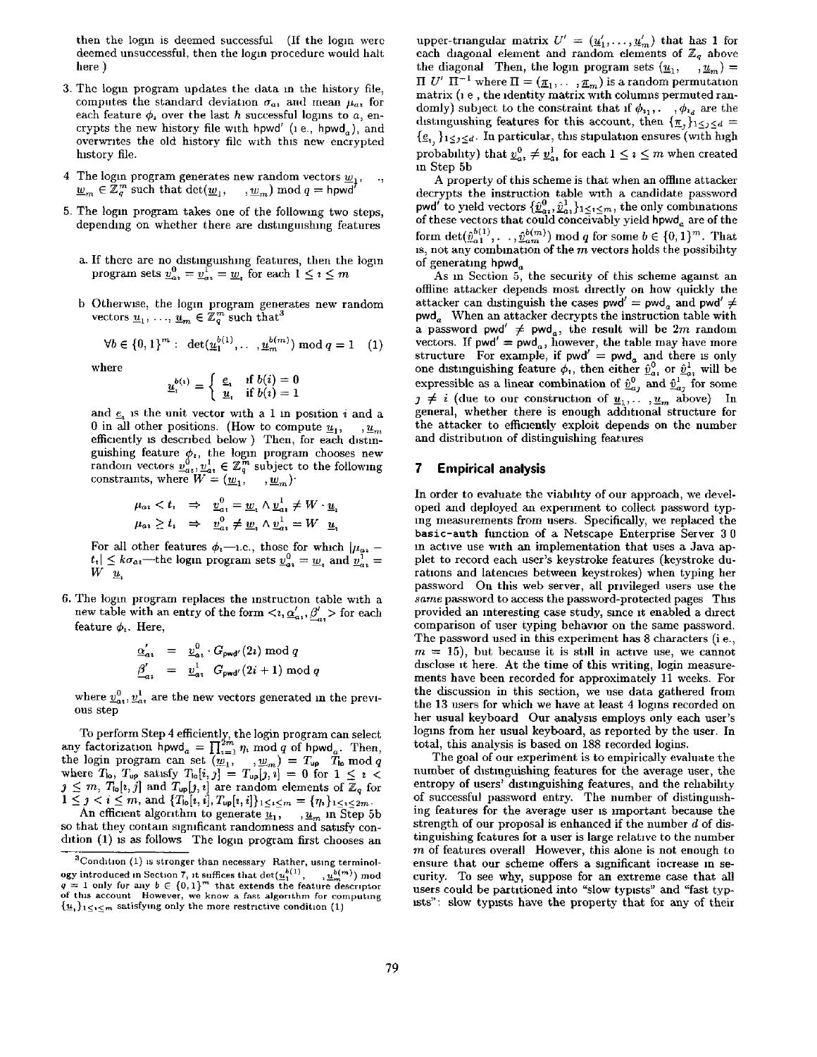then the login is deemed successful (If the login were deemed unsuccessful, then the login procedure would halt here)

3. The login program updates the data in the history file, computes the standard deviation $\sigma_{ai}$ and mean $\mu_{ai}$ for each feature $\phi_i$ over the last $h$ successful logins to $a$, encrypts the new history file with hpwd′ (i.e., $\text{hpwd}_a$), and overwrites the old history file with this new encrypted history file.

4. The login program generates new random vectors $\underline{w}_1, \ldots, \underline{w}_m \in \mathbb{Z}_q^m$ such that $\det(\underline{w}_1, \ldots, \underline{w}_m) \bmod q = \text{hpwd}'$

5. The login program takes one of the following two steps, depending on whether there are distinguishing features

   a. If there are no distinguishing features, then the login program sets $\underline{v}_{ai}^0 = \underline{v}_{ai}^1 = \underline{w}_i$ for each $1 \le i \le m$

   b. Otherwise, the login program generates new random vectors $\underline{u}_1, \ldots, \underline{u}_m \in \mathbb{Z}_q^m$ such that[3]

$$\forall b \in \{0,1\}^m : \det(\underline{u}_1^{b(1)}, \ldots, \underline{u}_m^{b(m)}) \bmod q = 1 \quad (1)$$

   where

$$\underline{u}_i^{b(i)} = \begin{cases} \underline{e}_i & \text{if } b(i) = 0 \\ \underline{u}_i & \text{if } b(i) = 1 \end{cases}$$

   and $\underline{e}_i$ is the unit vector with a 1 in position $i$ and a 0 in all other positions. (How to compute $\underline{u}_1, \ldots, \underline{u}_m$ efficiently is described below.) Then, for each distinguishing feature $\phi_i$, the login program chooses new random vectors $\underline{v}_{ai}^0, \underline{v}_{ai}^1 \in \mathbb{Z}_q^m$ subject to the following constraints, where $W = (\underline{w}_1, \ldots, \underline{w}_m)$:

$$\mu_{ai} < t_i \Rightarrow \underline{v}_{ai}^0 = \underline{w}_i \wedge \underline{v}_{ai}^1 \ne W \cdot \underline{u}_i$$

$$\mu_{ai} \ge t_i \Rightarrow \underline{v}_{ai}^0 \ne \underline{w}_i \wedge \underline{v}_{ai}^1 = W \cdot \underline{u}_i$$

   For all other features $\phi_i$—i.e., those for which $|\mu_{ai} - t_i| \le k\sigma_{ai}$—the login program sets $\underline{v}_{ai}^0 = \underline{w}_i$ and $\underline{v}_{ai}^1 = W \cdot \underline{u}_i$

6. The login program replaces the instruction table with a new table with an entry of the form $\langle i, \underline{\alpha}'_{ai}, \underline{\beta}'_{ai} \rangle$ for each feature $\phi_i$. Here,

$$\underline{\alpha}'_{ai} = \underline{v}_{ai}^0 \cdot G_{\text{pwd}'}(2i) \bmod q$$

$$\underline{\beta}'_{ai} = \underline{v}_{ai}^1 \cdot G_{\text{pwd}'}(2i+1) \bmod q$$

   where $\underline{v}_{ai}^0, \underline{v}_{ai}^1$ are the new vectors generated in the previous step

To perform Step 4 efficiently, the login program can select any factorization $\text{hpwd}_a = \prod_{i=1}^{2m} \eta_i \bmod q$ of $\text{hpwd}_a$. Then, the login program can set $(\underline{w}_1, \ldots, \underline{w}_m) = T_{\text{up}} \cdot T_{\text{lo}} \bmod q$ where $T_{\text{lo}}$, $T_{\text{up}}$ satisfy $T_{\text{lo}}[i,j] = T_{\text{up}}[j,i] = 0$ for $1 \le i < j \le m$, $T_{\text{lo}}[i,j]$ and $T_{\text{up}}[j,i]$ are random elements of $\mathbb{Z}_q$ for $1 \le j < i \le m$, and $\{T_{\text{lo}}[i,i], T_{\text{up}}[i,i]\}_{1 \le i \le m} = \{\eta_i\}_{1 \le i \le 2m}$.

An efficient algorithm to generate $\underline{u}_1, \ldots, \underline{u}_m$ in Step 5b so that they contain significant randomness and satisfy condition (1) is as follows. The login program first chooses an upper-triangular matrix $U' = (\underline{u}'_1, \ldots, \underline{u}'_m)$ that has 1 for each diagonal element and random elements of $\mathbb{Z}_q$ above the diagonal. Then, the login program sets $(\underline{u}_1, \ldots, \underline{u}_m) = \Pi\, U'\, \Pi^{-1}$ where $\Pi = (\underline{\pi}_1, \ldots, \underline{\pi}_m)$ is a random permutation matrix (i.e., the identity matrix with columns permuted randomly) subject to the constraint that if $\phi_{i_1}, \ldots, \phi_{i_d}$ are the distinguishing features for this account, then $\{\underline{\pi}_j\}_{1 \le j \le d} = \{\underline{e}_{i_j}\}_{1 \le j \le d}$. In particular, this stipulation ensures (with high probability) that $\underline{v}_{ai}^0 \ne \underline{v}_{ai}^1$ for each $1 \le i \le m$ when created in Step 5b.

A property of this scheme is that when an offline attacker decrypts the instruction table with a candidate password pwd′ to yield vectors $\{\hat{\underline{v}}_{ai}^0, \hat{\underline{v}}_{ai}^1\}_{1 \le i \le m}$, the only combinations of these vectors that could conceivably yield $\text{hpwd}_a$ are of the form $\det(\hat{\underline{v}}_{a1}^{b(1)}, \ldots, \hat{\underline{v}}_{am}^{b(m)}) \bmod q$ for some $b \in \{0,1\}^m$. That is, not any combination of the $m$ vectors holds the possibility of generating $\text{hpwd}_a$.

As in Section 5, the security of this scheme against an offline attacker depends most directly on how quickly the attacker can distinguish the cases $\text{pwd}' = \text{pwd}_a$ and $\text{pwd}' \ne \text{pwd}_a$. When an attacker decrypts the instruction table with a password $\text{pwd}' \ne \text{pwd}_a$, the result will be $2m$ random vectors. If $\text{pwd}' = \text{pwd}_a$, however, the table may have more structure. For example, if $\text{pwd}' = \text{pwd}_a$ and there is only one distinguishing feature $\phi_i$, then either $\hat{\underline{v}}_{ai}^0$ or $\hat{\underline{v}}_{ai}^1$ will be expressible as a linear combination of $\hat{\underline{v}}_{aj}^0$ and $\hat{\underline{v}}_{aj}^1$ for some $j \ne i$ (due to our construction of $\underline{u}_1, \ldots, \underline{u}_m$ above). In general, whether there is enough additional structure for the attacker to efficiently exploit depends on the number and distribution of distinguishing features.

## 7 Empirical analysis

In order to evaluate the viability of our approach, we developed and deployed an experiment to collect password typing measurements from users. Specifically, we replaced the `basic-auth` function of a Netscape Enterprise Server 3.0 in active use with an implementation that uses a Java applet to record each user's keystroke features (keystroke durations and latencies between keystrokes) when typing her password. On this web server, all privileged users use the *same* password to access the password-protected pages. This provided an interesting case study, since it enabled a direct comparison of user typing behavior on the same password. The password used in this experiment has 8 characters (i.e., $m = 15$), but because it is still in active use, we cannot disclose it here. At the time of this writing, login measurements have been recorded for approximately 11 weeks. For the discussion in this section, we use data gathered from the 13 users for which we have at least 4 logins recorded on her usual keyboard. Our analysis employs only each user's logins from her usual keyboard, as reported by the user. In total, this analysis is based on 188 recorded logins.

The goal of our experiment is to empirically evaluate the number of distinguishing features for the average user, the entropy of users' distinguishing features, and the reliability of successful password entry. The number of distinguishing features for the average user is important because the strength of our proposal is enhanced if the number $d$ of distinguishing features for a user is large relative to the number $m$ of features overall. However, this alone is not enough to ensure that our scheme offers a significant increase in security. To see why, suppose for an extreme case that all users could be partitioned into "slow typists" and "fast typists": slow typists have the property that for any of their

[3] Condition (1) is stronger than necessary. Rather, using terminology introduced in Section 7, it suffices that $\det(\underline{u}_1^{b(1)}, \ldots, \underline{u}_m^{b(m)}) \bmod q = 1$ only for any $b \in \{0,1\}^m$ that extends the feature descriptor of this account. However, we know a fast algorithm for computing $\{\underline{u}_i\}_{1 \le i \le m}$ satisfying only the more restrictive condition (1).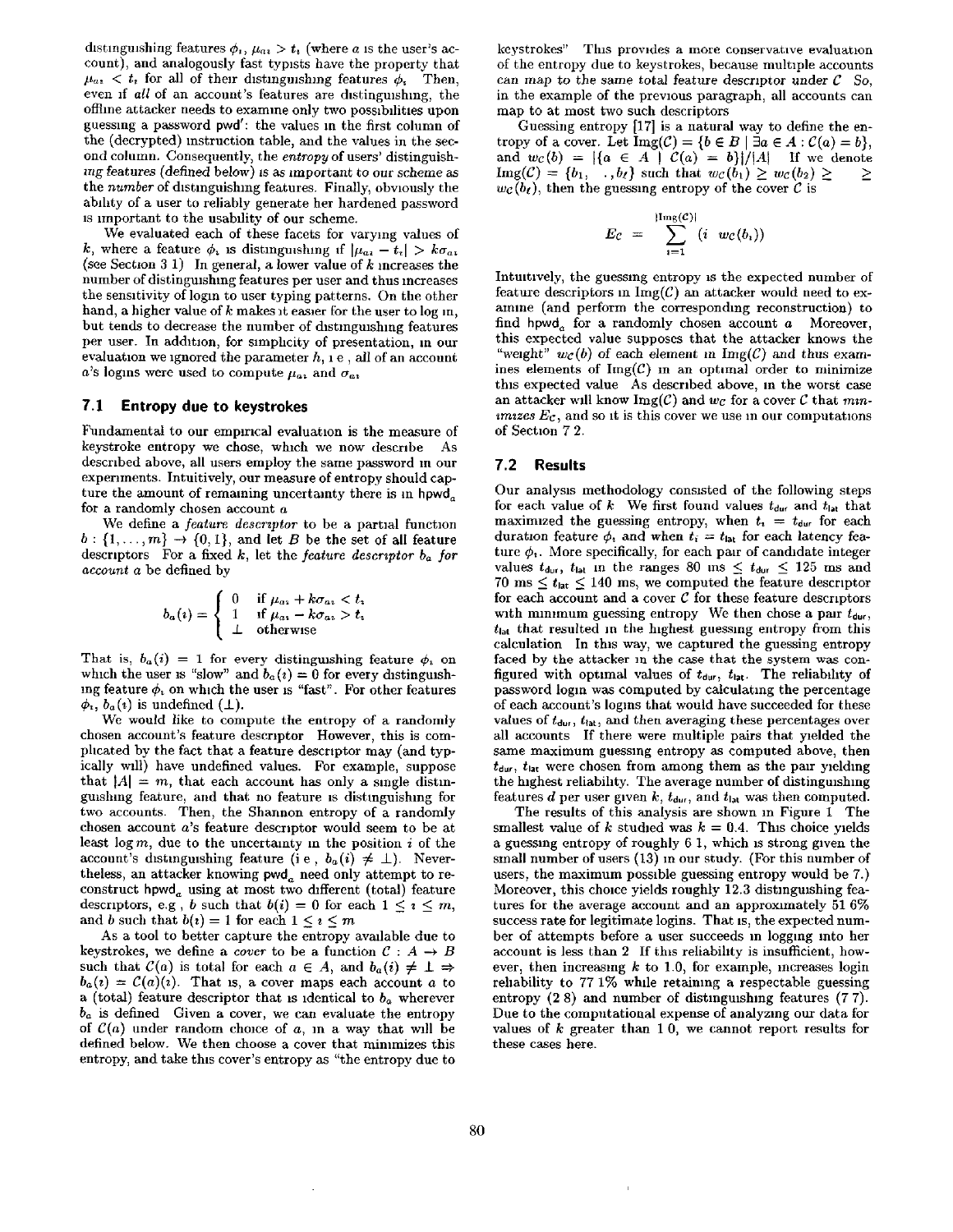distinguishing features $\phi_i$, $\mu_{ai} > t_i$ (where $a$ is the user's account), and analogously fast typists have the property that $\mu_{ai} < t_i$ for all of their distinguishing features $\phi_i$. Then, even if *all* of an account's features are distinguishing, the offline attacker needs to examine only two possibilities upon guessing a password pwd′: the values in the first column of the (decrypted) instruction table, and the values in the second column. Consequently, the *entropy* of users' distinguishing features (defined below) is as important to our scheme as the *number* of distinguishing features. Finally, obviously the ability of a user to reliably generate her hardened password is important to the usability of our scheme.

We evaluated each of these facets for varying values of $k$, where a feature $\phi_i$ is distinguishing if $|\mu_{ai} - t_i| > k\sigma_{ai}$ (see Section 3.1). In general, a lower value of $k$ increases the number of distinguishing features per user and thus increases the sensitivity of login to user typing patterns. On the other hand, a higher value of $k$ makes it easier for the user to log in, but tends to decrease the number of distinguishing features per user. In addition, for simplicity of presentation, in our evaluation we ignored the parameter $h$, i.e., all of an account $a$'s logins were used to compute $\mu_{ai}$ and $\sigma_{ai}$.

## 7.1 Entropy due to keystrokes

Fundamental to our empirical evaluation is the measure of keystroke entropy we chose, which we now describe. As described above, all users employ the same password in our experiments. Intuitively, our measure of entropy should capture the amount of remaining uncertainty there is in $\text{hpwd}_a$ for a randomly chosen account $a$.

We define a *feature descriptor* to be a partial function $b : \{1, \ldots, m\} \to \{0, 1\}$, and let $B$ be the set of all feature descriptors. For a fixed $k$, let the *feature descriptor $b_a$ for account $a$* be defined by

$$b_a(i) = \begin{cases} 0 & \text{if } \mu_{ai} + k\sigma_{ai} < t_i \\ 1 & \text{if } \mu_{ai} - k\sigma_{ai} > t_i \\ \perp & \text{otherwise} \end{cases}$$

That is, $b_a(i) = 1$ for every distinguishing feature $\phi_i$ on which the user is "slow" and $b_a(i) = 0$ for every distinguishing feature $\phi_i$ on which the user is "fast". For other features $\phi_i$, $b_a(i)$ is undefined ($\perp$).

We would like to compute the entropy of a randomly chosen account's feature descriptor. However, this is complicated by the fact that a feature descriptor may (and typically will) have undefined values. For example, suppose that $|A| = m$, that each account has only a single distinguishing feature, and that no feature is distinguishing for two accounts. Then, the Shannon entropy of a randomly chosen account $a$'s feature descriptor would seem to be at least $\log m$, due to the uncertainty in the position $i$ of the account's distinguishing feature (i.e., $b_a(i) \neq \perp$). Nevertheless, an attacker knowing $\text{pwd}_a$ need only attempt to reconstruct $\text{hpwd}_a$ using at most two different (total) feature descriptors, e.g., $b$ such that $b(i) = 0$ for each $1 \leq i \leq m$, and $b$ such that $b(i) = 1$ for each $1 \leq i \leq m$.

As a tool to better capture the entropy available due to keystrokes, we define a *cover* to be a function $\mathcal{C} : A \to B$ such that $\mathcal{C}(a)$ is total for each $a \in A$, and $b_a(i) \neq \perp \Rightarrow b_a(i) = \mathcal{C}(a)(i)$. That is, a cover maps each account $a$ to a (total) feature descriptor that is identical to $b_a$ wherever $b_a$ is defined. Given a cover, we can evaluate the entropy of $\mathcal{C}(a)$ under random choice of $a$, in a way that will be defined below. We then choose a cover that minimizes this entropy, and take this cover's entropy as "the entropy due to keystrokes". This provides a more conservative evaluation of the entropy due to keystrokes, because multiple accounts can map to the same total feature descriptor under $\mathcal{C}$. So, in the example of the previous paragraph, all accounts can map to at most two such descriptors.

Guessing entropy [17] is a natural way to define the entropy of a cover. Let $\text{Img}(\mathcal{C}) = \{b \in B \mid \exists a \in A : \mathcal{C}(a) = b\}$, and $w_{\mathcal{C}}(b) = |\{a \in A \mid \mathcal{C}(a) = b\}|/|A|$. If we denote $\text{Img}(\mathcal{C}) = \{b_1, \ldots, b_\ell\}$ such that $w_{\mathcal{C}}(b_1) \geq w_{\mathcal{C}}(b_2) \geq \ldots \geq w_{\mathcal{C}}(b_\ell)$, then the guessing entropy of the cover $\mathcal{C}$ is

$$E_{\mathcal{C}} = \sum_{i=1}^{|\text{Img}(\mathcal{C})|} (i \cdot w_{\mathcal{C}}(b_i))$$

Intuitively, the guessing entropy is the expected number of feature descriptors in $\text{Img}(\mathcal{C})$ an attacker would need to examine (and perform the corresponding reconstruction) to find $\text{hpwd}_a$ for a randomly chosen account $a$. Moreover, this expected value supposes that the attacker knows the "weight" $w_{\mathcal{C}}(b)$ of each element in $\text{Img}(\mathcal{C})$ and thus examines elements of $\text{Img}(\mathcal{C})$ in an optimal order to minimize this expected value. As described above, in the worst case an attacker will know $\text{Img}(\mathcal{C})$ and $w_{\mathcal{C}}$ for a cover $\mathcal{C}$ that *minimizes* $E_{\mathcal{C}}$, and so it is this cover we use in our computations of Section 7.2.

## 7.2 Results

Our analysis methodology consisted of the following steps for each value of $k$. We first found values $t_{\text{dur}}$ and $t_{\text{lat}}$ that maximized the guessing entropy, when $t_i = t_{\text{dur}}$ for each duration feature $\phi_i$ and when $t_i = t_{\text{lat}}$ for each latency feature $\phi_i$. More specifically, for each pair of candidate integer values $t_{\text{dur}}$, $t_{\text{lat}}$ in the ranges 80 ms $\leq t_{\text{dur}} \leq$ 125 ms and 70 ms $\leq t_{\text{lat}} \leq$ 140 ms, we computed the feature descriptor for each account and a cover $\mathcal{C}$ for these feature descriptors with minimum guessing entropy. We then chose a pair $t_{\text{dur}}$, $t_{\text{lat}}$ that resulted in the highest guessing entropy from this calculation. In this way, we captured the guessing entropy faced by the attacker in the case that the system was configured with optimal values of $t_{\text{dur}}$, $t_{\text{lat}}$. The reliability of password login was computed by calculating the percentage of each account's logins that would have succeeded for these values of $t_{\text{dur}}$, $t_{\text{lat}}$, and then averaging these percentages over all accounts. If there were multiple pairs that yielded the same maximum guessing entropy as computed above, then $t_{\text{dur}}$, $t_{\text{lat}}$ were chosen from among them as the pair yielding the highest reliability. The average number of distinguishing features $d$ per user given $k$, $t_{\text{dur}}$, and $t_{\text{lat}}$ was then computed.

The results of this analysis are shown in Figure 1. The smallest value of $k$ studied was $k = 0.4$. This choice yields a guessing entropy of roughly 6.1, which is strong given the small number of users (13) in our study. (For this number of users, the maximum possible guessing entropy would be 7.) Moreover, this choice yields roughly 12.3 distinguishing features for the average account and an approximately 51.6% success rate for legitimate logins. That is, the expected number of attempts before a user succeeds in logging into her account is less than 2. If this reliability is insufficient, however, then increasing $k$ to 1.0, for example, increases login reliability to 77.1% while retaining a respectable guessing entropy (2.8) and number of distinguishing features (7.7). Due to the computational expense of analyzing our data for values of $k$ greater than 1.0, we cannot report results for these cases here.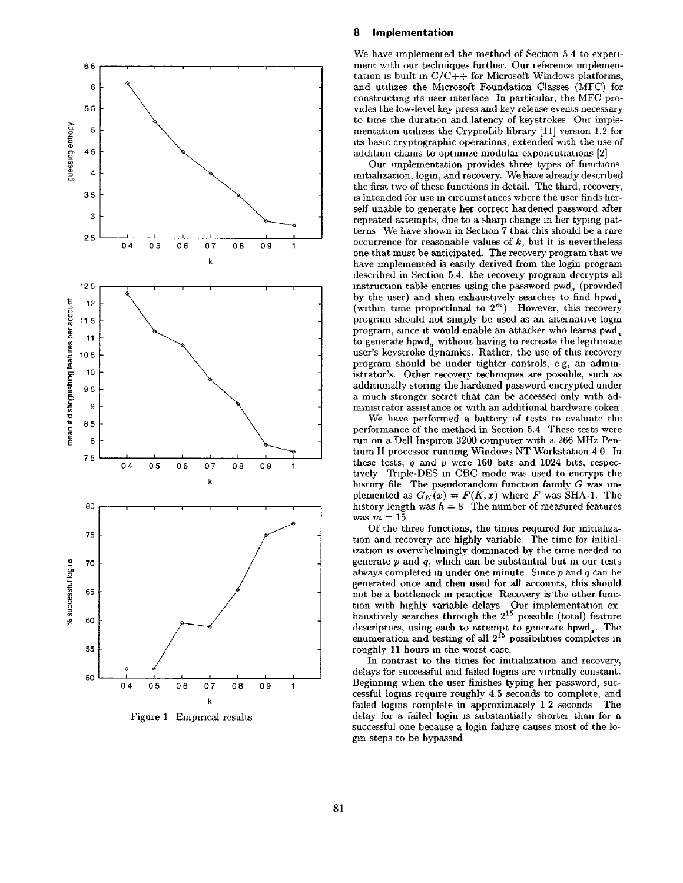Figure 1 Empirical results

## 8 Implementation

We have implemented the method of Section 5.4 to experiment with our techniques further. Our reference implementation is built in C/C++ for Microsoft Windows platforms, and utilizes the Microsoft Foundation Classes (MFC) for constructing its user interface. In particular, the MFC provides the low-level key press and key release events necessary to time the duration and latency of keystrokes. Our implementation utilizes the CryptoLib library [11] version 1.2 for its basic cryptographic operations, extended with the use of addition chains to optimize modular exponentiations [2].

Our implementation provides three types of functions: initialization, login, and recovery. We have already described the first two of these functions in detail. The third, recovery, is intended for use in circumstances where the user finds herself unable to generate her correct hardened password after repeated attempts, due to a sharp change in her typing patterns. We have shown in Section 7 that this should be a rare occurrence for reasonable values of $k$, but it is nevertheless one that must be anticipated. The recovery program that we have implemented is easily derived from the login program described in Section 5.4: the recovery program decrypts all instruction table entries using the password $\mathsf{pwd}_a$ (provided by the user) and then exhaustively searches to find $\mathsf{hpwd}_a$ (within time proportional to $2^m$). However, this recovery program should not simply be used as an alternative login program, since it would enable an attacker who learns $\mathsf{pwd}_a$ to generate $\mathsf{hpwd}_a$ without having to recreate the legitimate user's keystroke dynamics. Rather, the use of this recovery program should be under tighter controls, e.g., an administrator's. Other recovery techniques are possible, such as additionally storing the hardened password encrypted under a much stronger secret that can be accessed only with administrator assistance or with an additional hardware token.

We have performed a battery of tests to evaluate the performance of the method in Section 5.4. These tests were run on a Dell Inspiron 3200 computer with a 266 MHz Pentium II processor running Windows NT Workstation 4.0. In these tests, $q$ and $p$ were 160 bits and 1024 bits, respectively. Triple-DES in CBC mode was used to encrypt the history file. The pseudorandom function family $G$ was implemented as $G_K(x) = F(K, x)$ where $F$ was SHA-1. The history length was $h = 8$. The number of measured features was $m = 15$.

Of the three functions, the times required for initialization and recovery are highly variable. The time for initialization is overwhelmingly dominated by the time needed to generate $p$ and $q$, which can be substantial but in our tests always completed in under one minute. Since $p$ and $q$ can be generated once and then used for all accounts, this should not be a bottleneck in practice. Recovery is the other function with highly variable delays. Our implementation exhaustively searches through the $2^{15}$ possible (total) feature descriptors, using each to attempt to generate $\mathsf{hpwd}_a$. The enumeration and testing of all $2^{15}$ possibilities completes in roughly 11 hours in the worst case.

In contrast to the times for initialization and recovery, delays for successful and failed logins are virtually constant. Beginning when the user finishes typing her password, successful logins require roughly 4.5 seconds to complete, and failed logins complete in approximately 1.2 seconds. The delay for a failed login is substantially shorter than for a successful one because a login failure causes most of the login steps to be bypassed.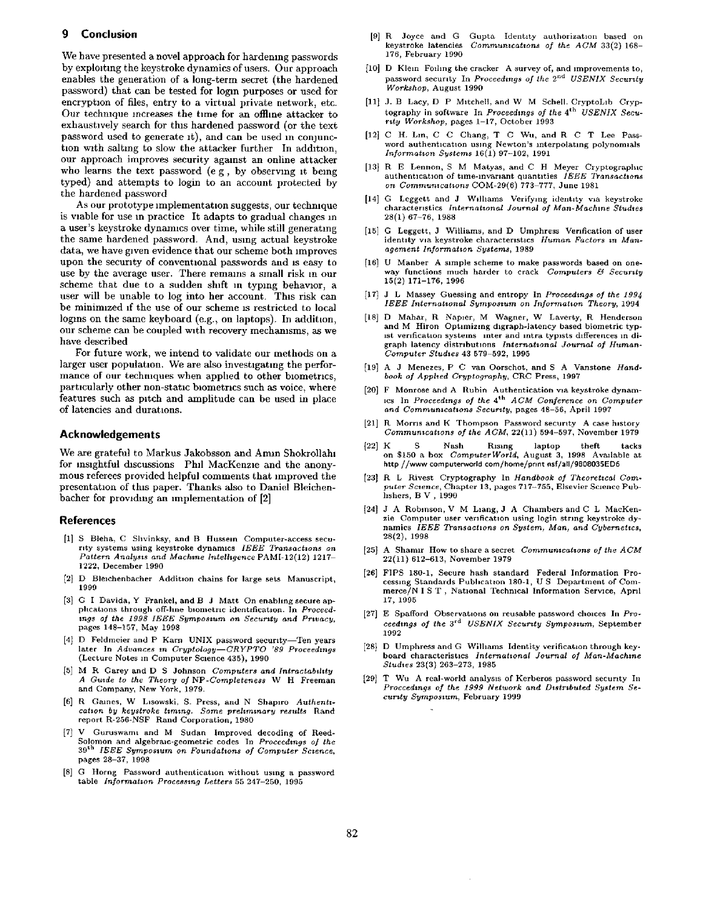## 9 Conclusion

We have presented a novel approach for hardening passwords by exploiting the keystroke dynamics of users. Our approach enables the generation of a long-term secret (the hardened password) that can be tested for login purposes or used for encryption of files, entry to a virtual private network, etc. Our technique increases the time for an offline attacker to exhaustively search for this hardened password (or the text password used to generate it), and can be used in conjunction with salting to slow the attacker further. In addition, our approach improves security against an online attacker who learns the text password (e.g., by observing it being typed) and attempts to login to an account protected by the hardened password.

As our prototype implementation suggests, our technique is viable for use in practice. It adapts to gradual changes in a user's keystroke dynamics over time, while still generating the same hardened password. And, using actual keystroke data, we have given evidence that our scheme both improves upon the security of conventional passwords and is easy to use by the average user. There remains a small risk in our scheme that due to a sudden shift in typing behavior, a user will be unable to log into her account. This risk can be minimized if the use of our scheme is restricted to local logins on the same keyboard (e.g., on laptops). In addition, our scheme can be coupled with recovery mechanisms, as we have described.

For future work, we intend to validate our methods on a larger user population. We are also investigating the performance of our techniques when applied to other biometrics, particularly other non-static biometrics such as voice, where features such as pitch and amplitude can be used in place of latencies and durations.

### Acknowledgements

We are grateful to Markus Jakobsson and Amin Shokrollahi for insightful discussions. Phil MacKenzie and the anonymous referees provided helpful comments that improved the presentation of this paper. Thanks also to Daniel Bleichenbacher for providing an implementation of [2].

### References

[1] S. Bleha, C. Slivinsky, and B. Hussein. Computer-access security systems using keystroke dynamics. *IEEE Transactions on Pattern Analysis and Machine Intelligence* PAMI-12(12):1217–1222, December 1990.

[2] D. Bleichenbacher. Addition chains for large sets. Manuscript, 1999.

[3] G. I. Davida, Y. Frankel, and B. J. Matt. On enabling secure applications through off-line biometric identification. In *Proceedings of the 1998 IEEE Symposium on Security and Privacy*, pages 148–157, May 1998.

[4] D. Feldmeier and P. Karn. UNIX password security—Ten years later. In *Advances in Cryptology—CRYPTO '89 Proceedings* (Lecture Notes in Computer Science 435), 1990.

[5] M. R. Garey and D. S. Johnson. *Computers and Intractability: A Guide to the Theory of NP-Completeness*. W. H. Freeman and Company, New York, 1979.

[6] R. Gaines, W. Lisowski, S. Press, and N. Shapiro. *Authentication by keystroke timing: Some preliminary results*. Rand report R-256-NSF. Rand Corporation, 1980.

[7] V. Guruswami and M. Sudan. Improved decoding of Reed-Solomon and algebraic-geometric codes. In *Proceedings of the 39th IEEE Symposium on Foundations of Computer Science*, pages 28–37, 1998.

[8] G. Horng. Password authentication without using a password table. *Information Processing Letters* 55:247–250, 1995.

[9] R. Joyce and G. Gupta. Identity authorization based on keystroke latencies. *Communications of the ACM* 33(2):168–176, February 1990.

[10] D. Klein. Foiling the cracker: A survey of, and improvements to, password security. In *Proceedings of the 2nd USENIX Security Workshop*, August 1990.

[11] J. B. Lacy, D. P. Mitchell, and W. M. Schell. CryptoLib: Cryptography in software. In *Proceedings of the 4th USENIX Security Workshop*, pages 1–17, October 1993.

[12] C. H. Lin, C. C. Chang, T. C. Wu, and R. C. T. Lee. Password authentication using Newton's interpolating polynomials. *Information Systems* 16(1):97–102, 1991.

[13] R. E. Lennon, S. M. Matyas, and C. H. Meyer. Cryptographic authentication of time-invariant quantities. *IEEE Transactions on Communications* COM-29(6):773–777, June 1981.

[14] G. Leggett and J. Williams. Verifying identity via keystroke characteristics. *International Journal of Man-Machine Studies* 28(1):67–76, 1988.

[15] G. Leggett, J. Williams, and D. Umphress. Verification of user identity via keystroke characteristics. *Human Factors in Management Information Systems*, 1989.

[16] U. Manber. A simple scheme to make passwords based on one-way functions much harder to crack. *Computers & Security* 15(2):171–176, 1996.

[17] J. L. Massey. Guessing and entropy. In *Proceedings of the 1994 IEEE International Symposium on Information Theory*, 1994.

[18] D. Mahar, R. Napier, M. Wagner, W. Laverty, R. Henderson and M. Hiron. Optimizing digraph-latency based biometric typist verification systems: inter and intra typists differences in digraph latency distributions. *International Journal of Human-Computer Studies* 43:579–592, 1995.

[19] A. J. Menezes, P. C. van Oorschot, and S. A. Vanstone. *Handbook of Applied Cryptography*, CRC Press, 1997.

[20] F. Monrose and A. Rubin. Authentication via keystroke dynamics. In *Proceedings of the 4th ACM Conference on Computer and Communications Security*, pages 48–56, April 1997.

[21] R. Morris and K. Thompson. Password security: A case history. *Communications of the ACM*, 22(11):594–597, November 1979.

[22] K. S. Nash. Rising laptop theft tacks on $150 a box. *ComputerWorld*, August 3, 1998. Available at http://www.computerworld.com/home/print.nsf/all/9808035ED6

[23] R. L. Rivest. Cryptography. In *Handbook of Theoretical Computer Science*, Chapter 13, pages 717–755, Elsevier Science Publishers, B.V., 1990.

[24] J. A. Robinson, V. M. Liang, J. A. Chambers and C. L. MacKenzie. Computer user verification using login string keystroke dynamics. *IEEE Transactions on System, Man, and Cybernetics*, 28(2), 1998.

[25] A. Shamir. How to share a secret. *Communications of the ACM* 22(11):612–613, November 1979.

[26] FIPS 180-1. Secure hash standard. Federal Information Processing Standards Publication 180-1, U.S. Department of Commerce/N.I.S.T., National Technical Information Service, April 17, 1995.

[27] E. Spafford. Observations on reusable password choices. In *Proceedings of the 3rd USENIX Security Symposium*, September 1992.

[28] D. Umphress and G. Williams. Identity verification through keyboard characteristics. *International Journal of Man-Machine Studies* 23(3):263–273, 1985.

[29] T. Wu. A real-world analysis of Kerberos password security. In *Proceedings of the 1999 Network and Distributed System Security Symposium*, February 1999.